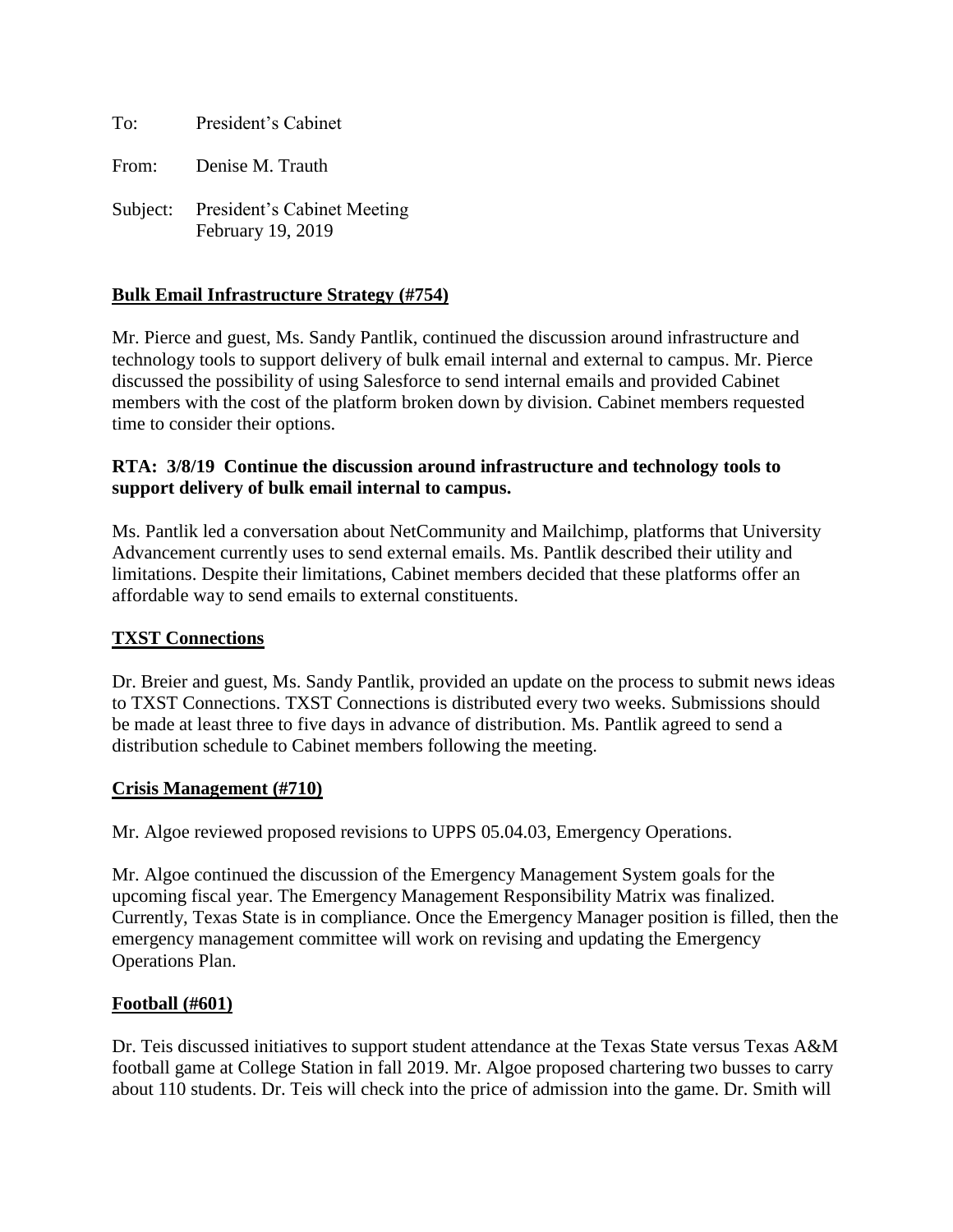To: President's Cabinet

From: Denise M. Trauth

Subject: President's Cabinet Meeting
February 19, 2019

**Bulk Email Infrastructure Strategy (#754)**

Mr. Pierce and guest, Ms. Sandy Pantlik, continued the discussion around infrastructure and technology tools to support delivery of bulk email internal and external to campus. Mr. Pierce discussed the possibility of using Salesforce to send internal emails and provided Cabinet members with the cost of the platform broken down by division. Cabinet members requested time to consider their options.

**RTA: 3/8/19 Continue the discussion around infrastructure and technology tools to support delivery of bulk email internal to campus.**

Ms. Pantlik led a conversation about NetCommunity and Mailchimp, platforms that University Advancement currently uses to send external emails. Ms. Pantlik described their utility and limitations. Despite their limitations, Cabinet members decided that these platforms offer an affordable way to send emails to external constituents.

**TXST Connections**

Dr. Breier and guest, Ms. Sandy Pantlik, provided an update on the process to submit news ideas to TXST Connections. TXST Connections is distributed every two weeks. Submissions should be made at least three to five days in advance of distribution. Ms. Pantlik agreed to send a distribution schedule to Cabinet members following the meeting.

**Crisis Management (#710)**

Mr. Algoe reviewed proposed revisions to UPPS 05.04.03, Emergency Operations.

Mr. Algoe continued the discussion of the Emergency Management System goals for the upcoming fiscal year. The Emergency Management Responsibility Matrix was finalized. Currently, Texas State is in compliance. Once the Emergency Manager position is filled, then the emergency management committee will work on revising and updating the Emergency Operations Plan.

**Football (#601)**

Dr. Teis discussed initiatives to support student attendance at the Texas State versus Texas A&M football game at College Station in fall 2019. Mr. Algoe proposed chartering two busses to carry about 110 students. Dr. Teis will check into the price of admission into the game. Dr. Smith will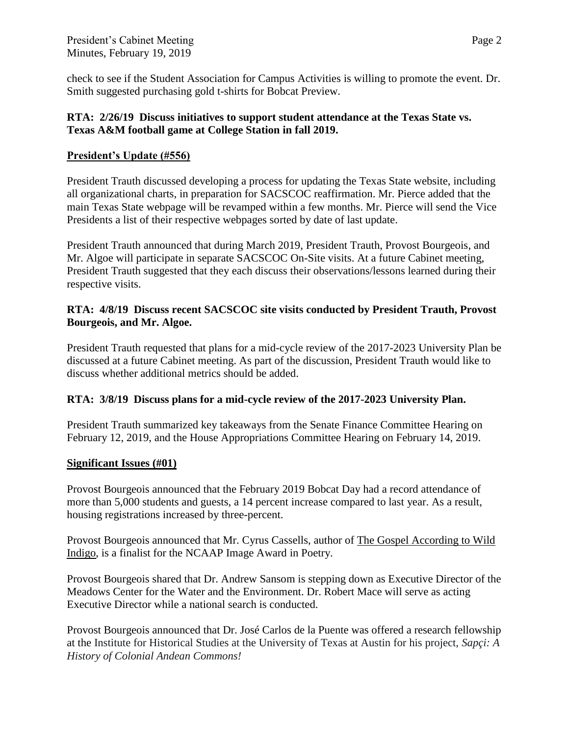check to see if the Student Association for Campus Activities is willing to promote the event. Dr. Smith suggested purchasing gold t-shirts for Bobcat Preview.

**RTA: 2/26/19 Discuss initiatives to support student attendance at the Texas State vs. Texas A&M football game at College Station in fall 2019.**

**President's Update (#556)**

President Trauth discussed developing a process for updating the Texas State website, including all organizational charts, in preparation for SACSCOC reaffirmation. Mr. Pierce added that the main Texas State webpage will be revamped within a few months. Mr. Pierce will send the Vice Presidents a list of their respective webpages sorted by date of last update.

President Trauth announced that during March 2019, President Trauth, Provost Bourgeois, and Mr. Algoe will participate in separate SACSCOC On-Site visits. At a future Cabinet meeting, President Trauth suggested that they each discuss their observations/lessons learned during their respective visits.

**RTA: 4/8/19 Discuss recent SACSCOC site visits conducted by President Trauth, Provost Bourgeois, and Mr. Algoe.**

President Trauth requested that plans for a mid-cycle review of the 2017-2023 University Plan be discussed at a future Cabinet meeting. As part of the discussion, President Trauth would like to discuss whether additional metrics should be added.

**RTA: 3/8/19 Discuss plans for a mid-cycle review of the 2017-2023 University Plan.**

President Trauth summarized key takeaways from the Senate Finance Committee Hearing on February 12, 2019, and the House Appropriations Committee Hearing on February 14, 2019.

**Significant Issues (#01)**

Provost Bourgeois announced that the February 2019 Bobcat Day had a record attendance of more than 5,000 students and guests, a 14 percent increase compared to last year. As a result, housing registrations increased by three-percent.

Provost Bourgeois announced that Mr. Cyrus Cassells, author of The Gospel According to Wild Indigo, is a finalist for the NCAAP Image Award in Poetry.

Provost Bourgeois shared that Dr. Andrew Sansom is stepping down as Executive Director of the Meadows Center for the Water and the Environment. Dr. Robert Mace will serve as acting Executive Director while a national search is conducted.

Provost Bourgeois announced that Dr. José Carlos de la Puente was offered a research fellowship at the Institute for Historical Studies at the University of Texas at Austin for his project, *Sapçi: A History of Colonial Andean Commons!*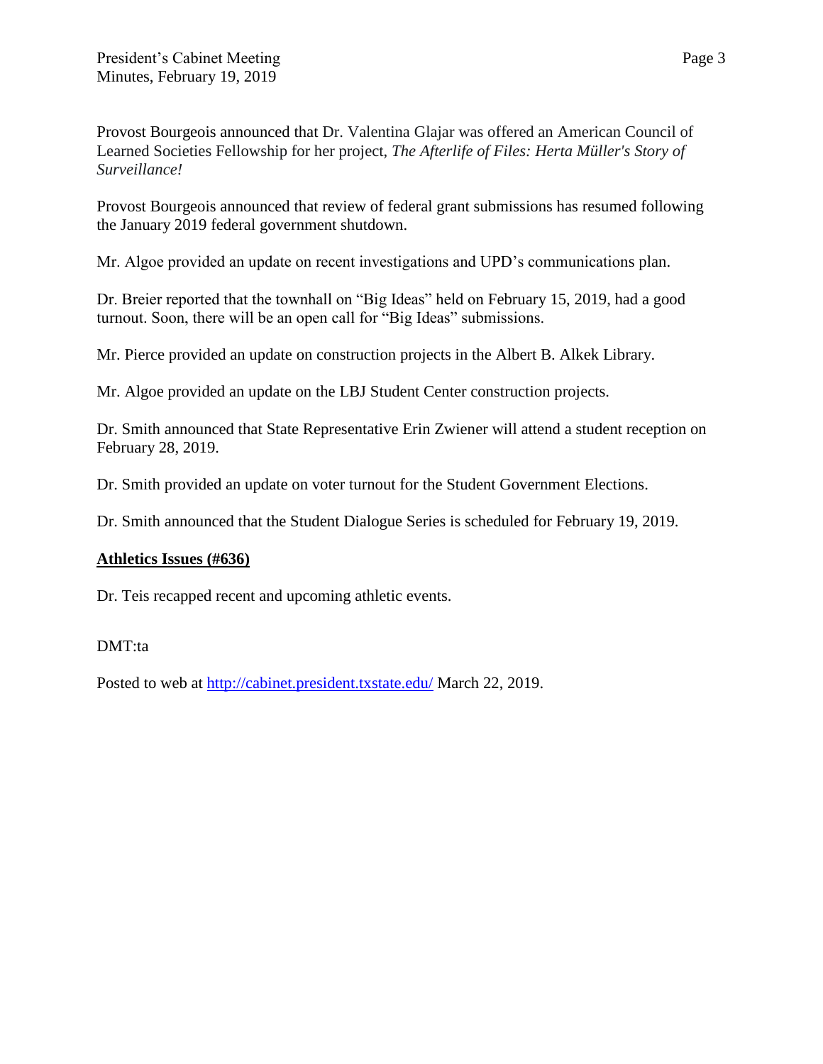Provost Bourgeois announced that Dr. Valentina Glajar was offered an American Council of Learned Societies Fellowship for her project, *The Afterlife of Files: Herta Müller's Story of Surveillance!*

Provost Bourgeois announced that review of federal grant submissions has resumed following the January 2019 federal government shutdown.

Mr. Algoe provided an update on recent investigations and UPD's communications plan.

Dr. Breier reported that the townhall on "Big Ideas" held on February 15, 2019, had a good turnout. Soon, there will be an open call for "Big Ideas" submissions.

Mr. Pierce provided an update on construction projects in the Albert B. Alkek Library.

Mr. Algoe provided an update on the LBJ Student Center construction projects.

Dr. Smith announced that State Representative Erin Zwiener will attend a student reception on February 28, 2019.

Dr. Smith provided an update on voter turnout for the Student Government Elections.

Dr. Smith announced that the Student Dialogue Series is scheduled for February 19, 2019.

**Athletics Issues (#636)**

Dr. Teis recapped recent and upcoming athletic events.

DMT:ta

Posted to web at http://cabinet.president.txstate.edu/ March 22, 2019.